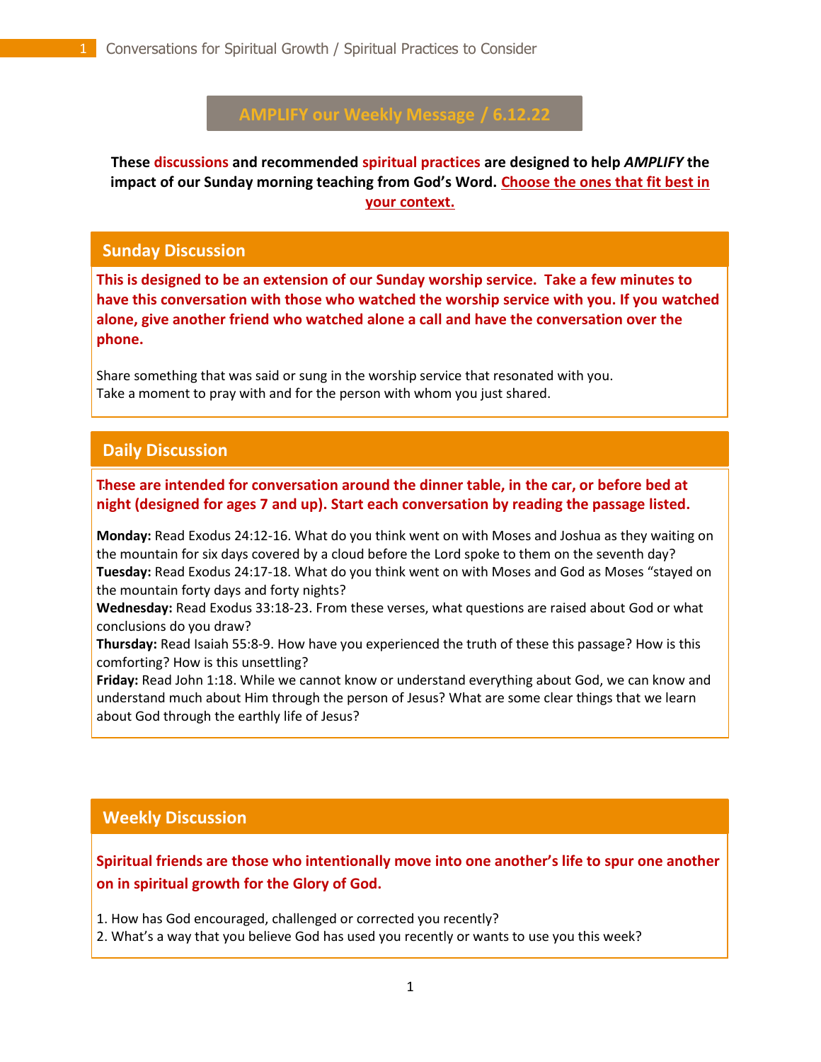# AMPLIFY our Weekly Message / 6.12.22

**These discussions and recommended spiritual practices are designed to help *AMPLIFY* the impact of our Sunday morning teaching from God's Word. Choose the ones that fit best in your context.**

## Sunday Discussion

**This is designed to be an extension of our Sunday worship service. Take a few minutes to have this conversation with those who watched the worship service with you. If you watched alone, give another friend who watched alone a call and have the conversation over the phone.**

Share something that was said or sung in the worship service that resonated with you.
Take a moment to pray with and for the person with whom you just shared.

## Daily Discussion

**These are intended for conversation around the dinner table, in the car, or before bed at night (designed for ages 7 and up). Start each conversation by reading the passage listed.**

**Monday:** Read Exodus 24:12-16. What do you think went on with Moses and Joshua as they waiting on the mountain for six days covered by a cloud before the Lord spoke to them on the seventh day?
**Tuesday:** Read Exodus 24:17-18. What do you think went on with Moses and God as Moses "stayed on the mountain forty days and forty nights?
**Wednesday:** Read Exodus 33:18-23. From these verses, what questions are raised about God or what conclusions do you draw?
**Thursday:** Read Isaiah 55:8-9. How have you experienced the truth of these this passage? How is this comforting? How is this unsettling?
**Friday:** Read John 1:18. While we cannot know or understand everything about God, we can know and understand much about Him through the person of Jesus? What are some clear things that we learn about God through the earthly life of Jesus?

## Weekly Discussion

**Spiritual friends are those who intentionally move into one another's life to spur one another on in spiritual growth for the Glory of God.**

1. How has God encouraged, challenged or corrected you recently?
2. What's a way that you believe God has used you recently or wants to use you this week?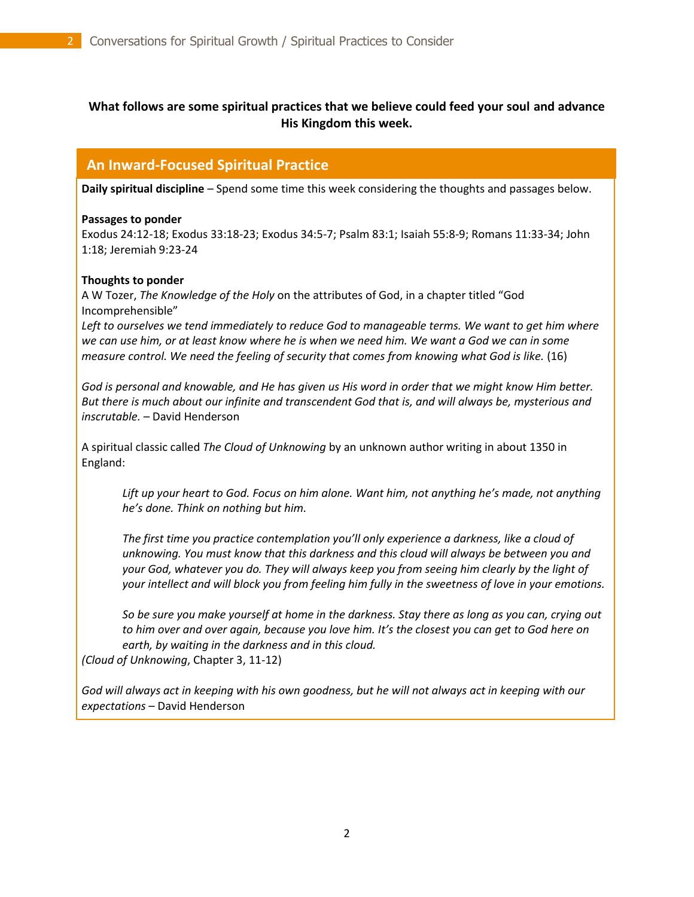**What follows are some spiritual practices that we believe could feed your soul and advance His Kingdom this week.**

## An Inward-Focused Spiritual Practice

**Daily spiritual discipline** – Spend some time this week considering the thoughts and passages below.

**Passages to ponder**
Exodus 24:12-18; Exodus 33:18-23; Exodus 34:5-7; Psalm 83:1; Isaiah 55:8-9; Romans 11:33-34; John 1:18; Jeremiah 9:23-24

**Thoughts to ponder**
A W Tozer, *The Knowledge of the Holy* on the attributes of God, in a chapter titled "God Incomprehensible"
*Left to ourselves we tend immediately to reduce God to manageable terms. We want to get him where we can use him, or at least know where he is when we need him. We want a God we can in some measure control. We need the feeling of security that comes from knowing what God is like.* (16)

*God is personal and knowable, and He has given us His word in order that we might know Him better. But there is much about our infinite and transcendent God that is, and will always be, mysterious and inscrutable.* – David Henderson

A spiritual classic called *The Cloud of Unknowing* by an unknown author writing in about 1350 in England:

> *Lift up your heart to God. Focus on him alone. Want him, not anything he's made, not anything he's done. Think on nothing but him.*
>
> *The first time you practice contemplation you'll only experience a darkness, like a cloud of unknowing. You must know that this darkness and this cloud will always be between you and your God, whatever you do. They will always keep you from seeing him clearly by the light of your intellect and will block you from feeling him fully in the sweetness of love in your emotions.*
>
> *So be sure you make yourself at home in the darkness. Stay there as long as you can, crying out to him over and over again, because you love him. It's the closest you can get to God here on earth, by waiting in the darkness and in this cloud.*

*(Cloud of Unknowing*, Chapter 3, 11-12)

*God will always act in keeping with his own goodness, but he will not always act in keeping with our expectations* – David Henderson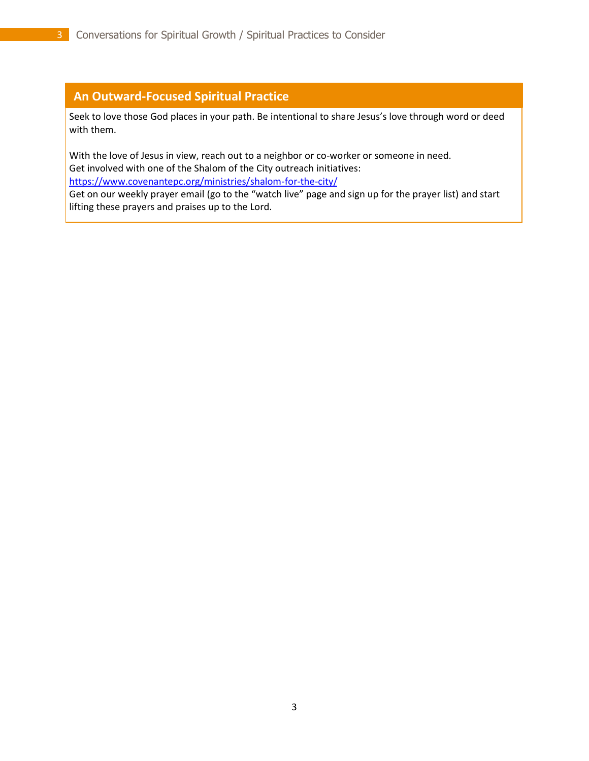## An Outward-Focused Spiritual Practice

Seek to love those God places in your path. Be intentional to share Jesus's love through word or deed with them.

With the love of Jesus in view, reach out to a neighbor or co-worker or someone in need.
Get involved with one of the Shalom of the City outreach initiatives:
https://www.covenantepc.org/ministries/shalom-for-the-city/
Get on our weekly prayer email (go to the "watch live" page and sign up for the prayer list) and start lifting these prayers and praises up to the Lord.